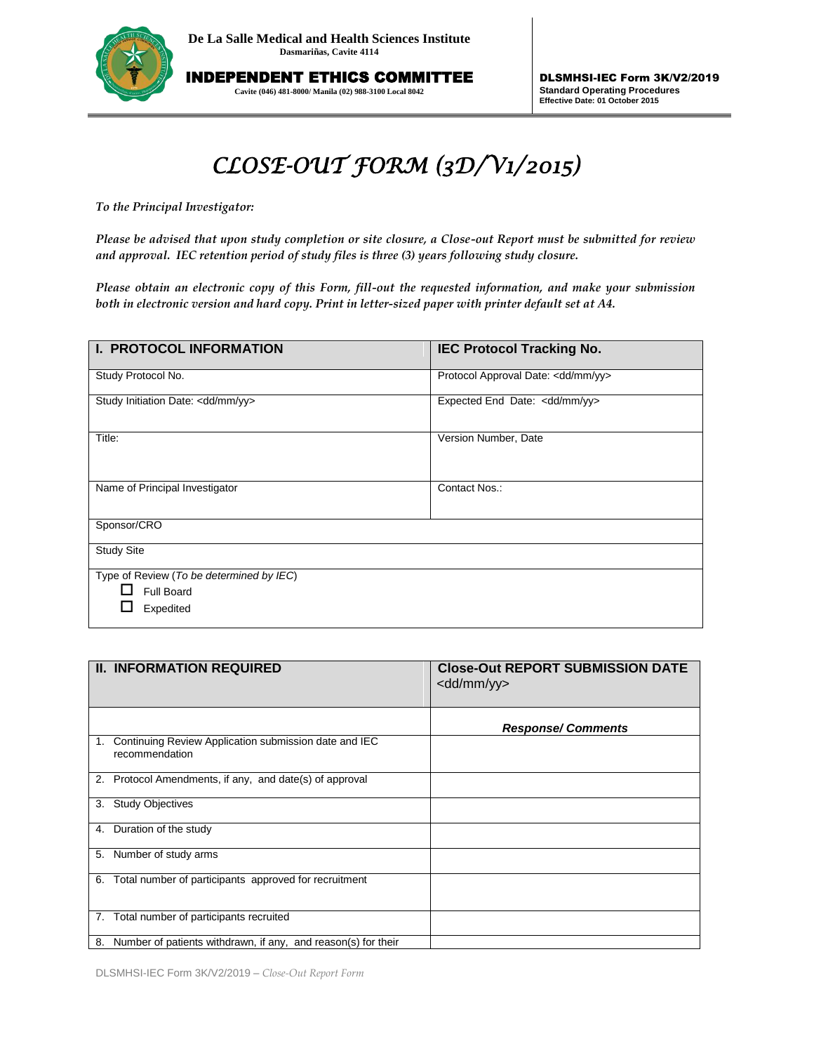**De La Salle Medical and Health Sciences Institute**
**Dasmariñas, Cavite 4114**

**INDEPENDENT ETHICS COMMITTEE**
**Cavite (046) 481-8000/ Manila (02) 988-3100 Local 8042**

**DLSMHSI-IEC Form 3K/V2/2019**
**Standard Operating Procedures**
**Effective Date: 01 October 2015**

# *CLOSE-OUT FORM (3D/V1/2015)*

***To the Principal Investigator:***

***Please be advised that upon study completion or site closure, a Close-out Report must be submitted for review and approval. IEC retention period of study files is three (3) years following study closure.***

***Please obtain an electronic copy of this Form, fill-out the requested information, and make your submission both in electronic version and hard copy. Print in letter-sized paper with printer default set at A4.***

| **I. PROTOCOL INFORMATION** | **IEC Protocol Tracking No.** |
|---|---|
| Study Protocol No. | Protocol Approval Date: <dd/mm/yy> |
| Study Initiation Date: <dd/mm/yy> | Expected End Date: <dd/mm/yy> |
| Title: | Version Number, Date |
| Name of Principal Investigator | Contact Nos.: |
| Sponsor/CRO | |
| Study Site | |
| Type of Review (*To be determined by IEC*)<br>☐ Full Board<br>☐ Expedited | |

| **II. INFORMATION REQUIRED** | **Close-Out REPORT SUBMISSION DATE** <dd/mm/yy> |
|---|---|
| | ***Response/ Comments*** |
| 1. Continuing Review Application submission date and IEC recommendation | |
| 2. Protocol Amendments, if any, and date(s) of approval | |
| 3. Study Objectives | |
| 4. Duration of the study | |
| 5. Number of study arms | |
| 6. Total number of participants approved for recruitment | |
| 7. Total number of participants recruited | |
| 8. Number of patients withdrawn, if any, and reason(s) for their | |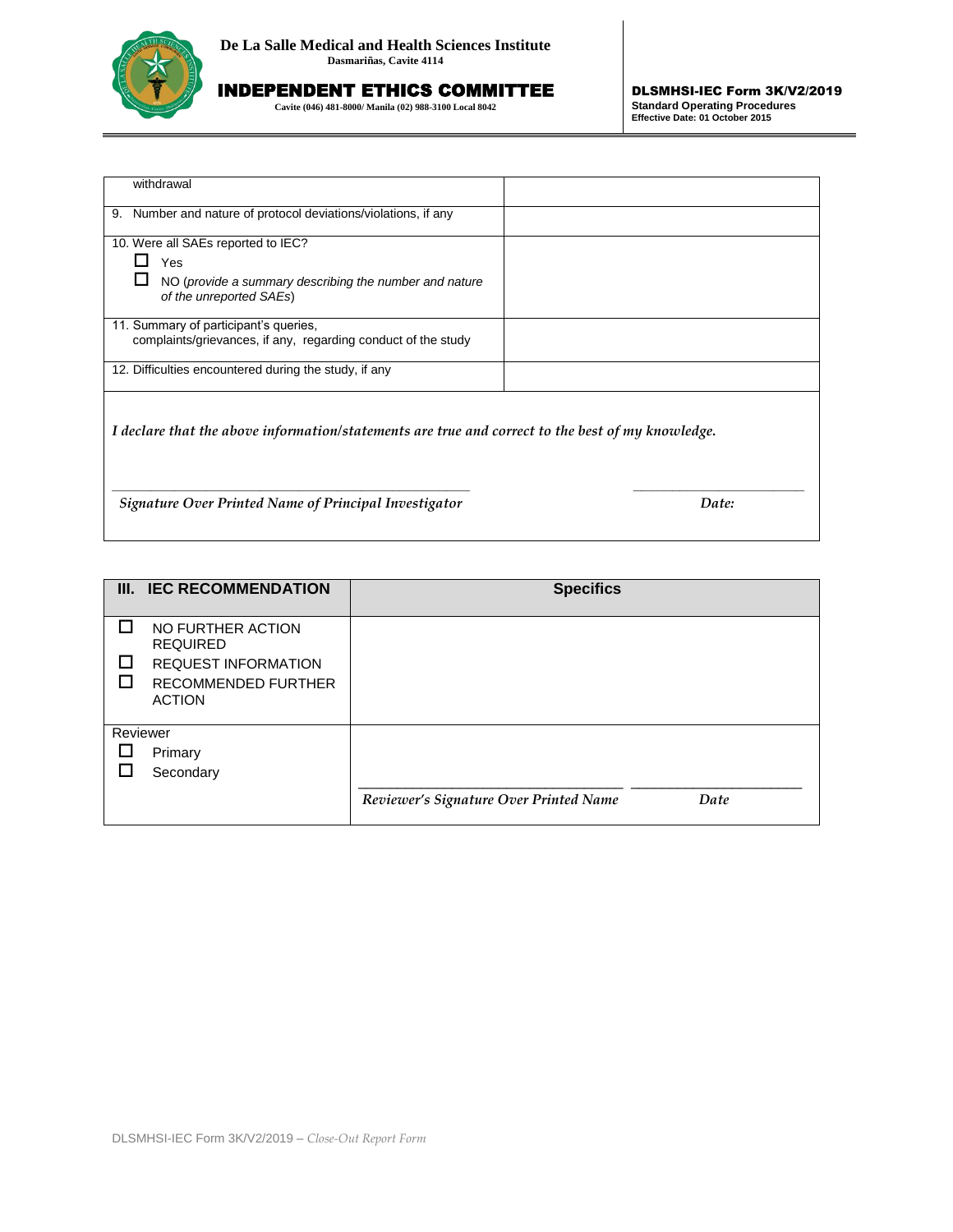| | |
|---|---|
| withdrawal | |
| 9. Number and nature of protocol deviations/violations, if any | |
| 10. Were all SAEs reported to IEC?<br>☐ Yes<br>☐ NO (*provide a summary describing the number and nature of the unreported SAEs*) | |
| 11. Summary of participant's queries, complaints/grievances, if any, regarding conduct of the study | |
| 12. Difficulties encountered during the study, if any | |

*I declare that the above information/statements are true and correct to the best of my knowledge.*

_______________________________________________ _______________________

*Signature Over Printed Name of Principal Investigator* *Date:*

| III. IEC RECOMMENDATION | Specifics |
|---|---|
| ☐ NO FURTHER ACTION REQUIRED<br>☐ REQUEST INFORMATION<br>☐ RECOMMENDED FURTHER ACTION | |
| Reviewer<br>☐ Primary<br>☐ Secondary | ______________________________ ____________________<br>*Reviewer's Signature Over Printed Name* *Date* |